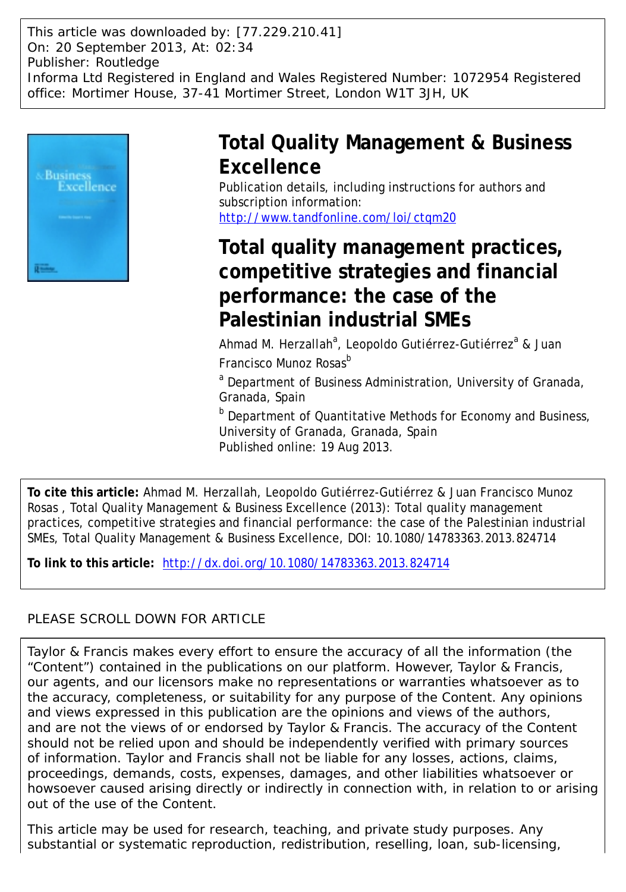This article was downloaded by: [77.229.210.41]
On: 20 September 2013, At: 02:34
Publisher: Routledge
Informa Ltd Registered in England and Wales Registered Number: 1072954 Registered office: Mortimer House, 37-41 Mortimer Street, London W1T 3JH, UK

# Total Quality Management & Business Excellence

Publication details, including instructions for authors and subscription information:
http://www.tandfonline.com/loi/ctqm20

# Total quality management practices, competitive strategies and financial performance: the case of the Palestinian industrial SMEs

Ahmad M. Herzallah[a], Leopoldo Gutiérrez-Gutiérrez[a] & Juan Francisco Munoz Rosas[b]

[a] Department of Business Administration, University of Granada, Granada, Spain

[b] Department of Quantitative Methods for Economy and Business, University of Granada, Granada, Spain

Published online: 19 Aug 2013.

**To cite this article:** Ahmad M. Herzallah, Leopoldo Gutiérrez-Gutiérrez & Juan Francisco Munoz Rosas , Total Quality Management & Business Excellence (2013): Total quality management practices, competitive strategies and financial performance: the case of the Palestinian industrial SMEs, Total Quality Management & Business Excellence, DOI: 10.1080/14783363.2013.824714

**To link to this article:** http://dx.doi.org/10.1080/14783363.2013.824714

PLEASE SCROLL DOWN FOR ARTICLE

Taylor & Francis makes every effort to ensure the accuracy of all the information (the "Content") contained in the publications on our platform. However, Taylor & Francis, our agents, and our licensors make no representations or warranties whatsoever as to the accuracy, completeness, or suitability for any purpose of the Content. Any opinions and views expressed in this publication are the opinions and views of the authors, and are not the views of or endorsed by Taylor & Francis. The accuracy of the Content should not be relied upon and should be independently verified with primary sources of information. Taylor and Francis shall not be liable for any losses, actions, claims, proceedings, demands, costs, expenses, damages, and other liabilities whatsoever or howsoever caused arising directly or indirectly in connection with, in relation to or arising out of the use of the Content.

This article may be used for research, teaching, and private study purposes. Any substantial or systematic reproduction, redistribution, reselling, loan, sub-licensing,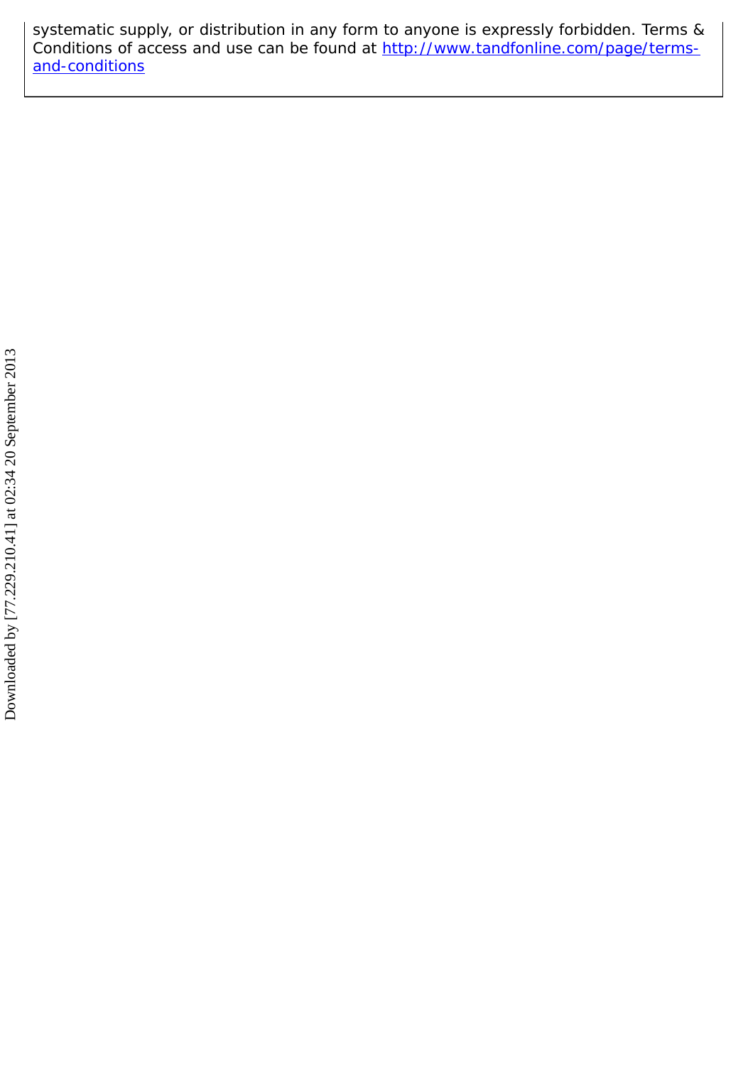systematic supply, or distribution in any form to anyone is expressly forbidden. Terms & Conditions of access and use can be found at [http://www.tandfonline.com/page/terms-and-conditions](http://www.tandfonline.com/page/terms-and-conditions)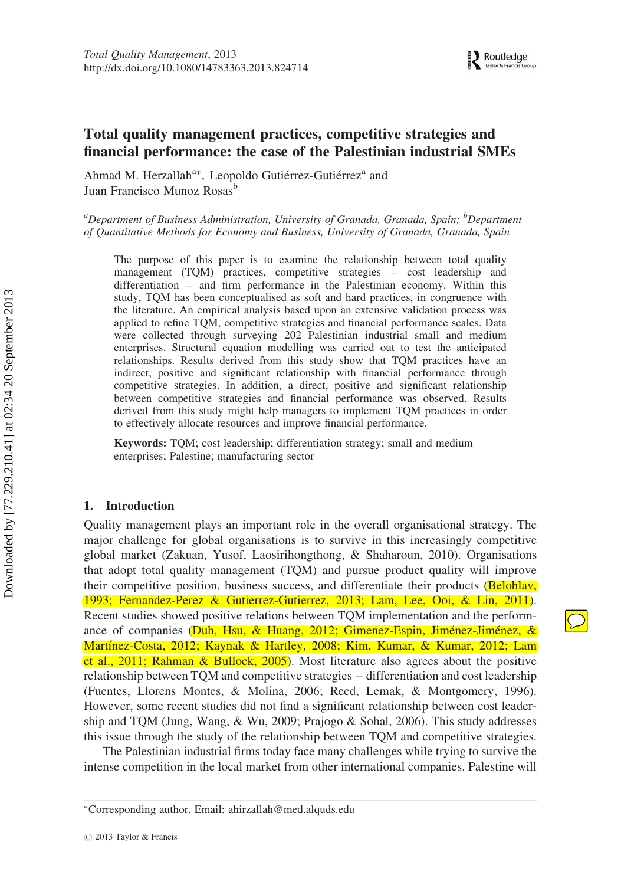# Total quality management practices, competitive strategies and financial performance: the case of the Palestinian industrial SMEs

Ahmad M. Herzallah[a*], Leopoldo Gutiérrez-Gutiérrez[a] and Juan Francisco Munoz Rosas[b]

[a]*Department of Business Administration, University of Granada, Granada, Spain;* [b]*Department of Quantitative Methods for Economy and Business, University of Granada, Granada, Spain*

The purpose of this paper is to examine the relationship between total quality management (TQM) practices, competitive strategies – cost leadership and differentiation – and firm performance in the Palestinian economy. Within this study, TQM has been conceptualised as soft and hard practices, in congruence with the literature. An empirical analysis based upon an extensive validation process was applied to refine TQM, competitive strategies and financial performance scales. Data were collected through surveying 202 Palestinian industrial small and medium enterprises. Structural equation modelling was carried out to test the anticipated relationships. Results derived from this study show that TQM practices have an indirect, positive and significant relationship with financial performance through competitive strategies. In addition, a direct, positive and significant relationship between competitive strategies and financial performance was observed. Results derived from this study might help managers to implement TQM practices in order to effectively allocate resources and improve financial performance.

**Keywords:** TQM; cost leadership; differentiation strategy; small and medium enterprises; Palestine; manufacturing sector

## 1. Introduction

Quality management plays an important role in the overall organisational strategy. The major challenge for global organisations is to survive in this increasingly competitive global market (Zakuan, Yusof, Laosirihongthong, & Shaharoun, 2010). Organisations that adopt total quality management (TQM) and pursue product quality will improve their competitive position, business success, and differentiate their products (Belohlav, 1993; Fernandez-Perez & Gutierrez-Gutierrez, 2013; Lam, Lee, Ooi, & Lin, 2011). Recent studies showed positive relations between TQM implementation and the performance of companies (Duh, Hsu, & Huang, 2012; Gimenez-Espin, Jiménez-Jiménez, & Martínez-Costa, 2012; Kaynak & Hartley, 2008; Kim, Kumar, & Kumar, 2012; Lam et al., 2011; Rahman & Bullock, 2005). Most literature also agrees about the positive relationship between TQM and competitive strategies – differentiation and cost leadership (Fuentes, Llorens Montes, & Molina, 2006; Reed, Lemak, & Montgomery, 1996). However, some recent studies did not find a significant relationship between cost leadership and TQM (Jung, Wang, & Wu, 2009; Prajogo & Sohal, 2006). This study addresses this issue through the study of the relationship between TQM and competitive strategies.

The Palestinian industrial firms today face many challenges while trying to survive the intense competition in the local market from other international companies. Palestine will

---

*Corresponding author. Email: ahirzallah@med.alquds.edu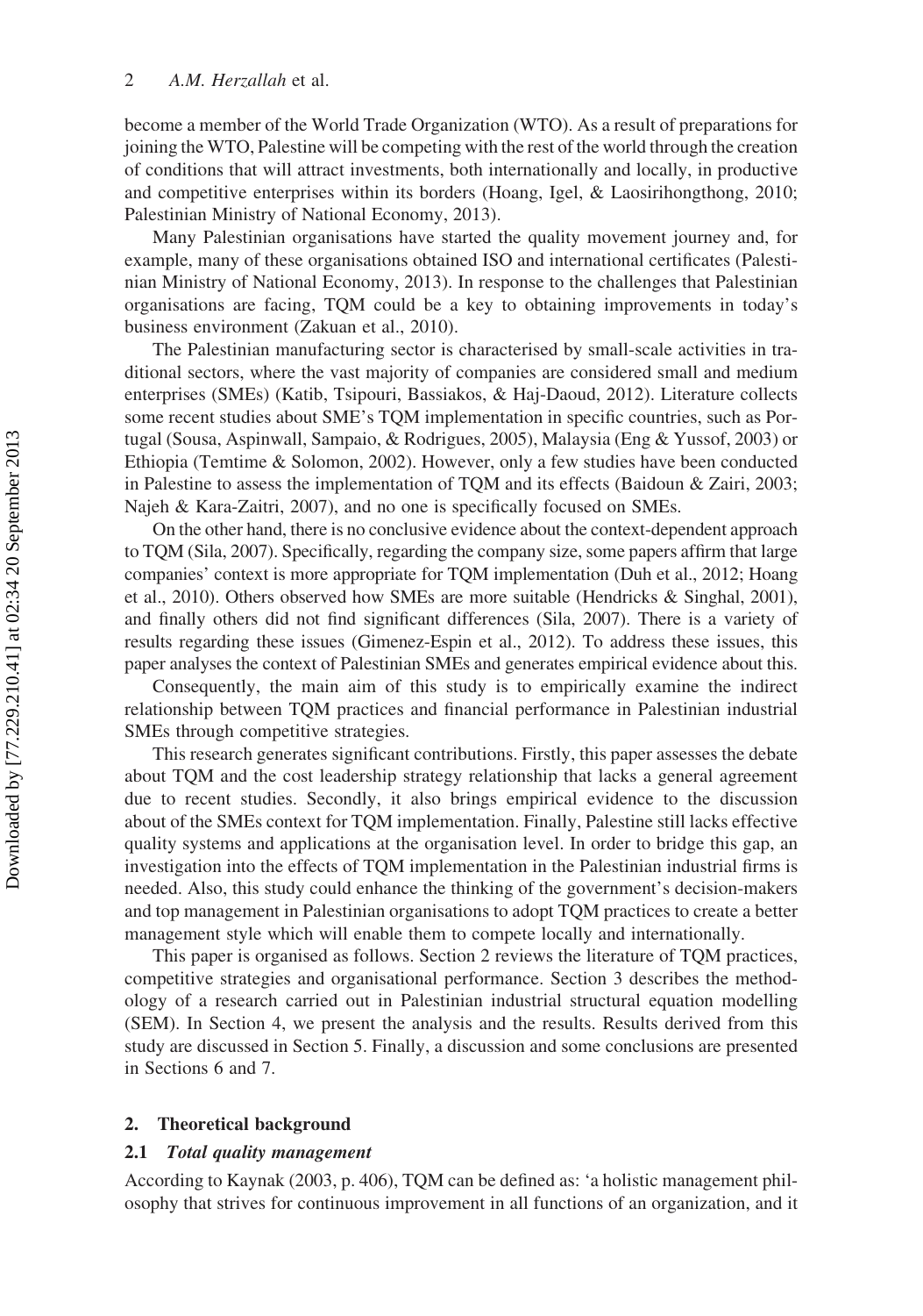become a member of the World Trade Organization (WTO). As a result of preparations for joining the WTO, Palestine will be competing with the rest of the world through the creation of conditions that will attract investments, both internationally and locally, in productive and competitive enterprises within its borders (Hoang, Igel, & Laosirihongthong, 2010; Palestinian Ministry of National Economy, 2013).

Many Palestinian organisations have started the quality movement journey and, for example, many of these organisations obtained ISO and international certificates (Palestinian Ministry of National Economy, 2013). In response to the challenges that Palestinian organisations are facing, TQM could be a key to obtaining improvements in today's business environment (Zakuan et al., 2010).

The Palestinian manufacturing sector is characterised by small-scale activities in traditional sectors, where the vast majority of companies are considered small and medium enterprises (SMEs) (Katib, Tsipouri, Bassiakos, & Haj-Daoud, 2012). Literature collects some recent studies about SME's TQM implementation in specific countries, such as Portugal (Sousa, Aspinwall, Sampaio, & Rodrigues, 2005), Malaysia (Eng & Yussof, 2003) or Ethiopia (Temtime & Solomon, 2002). However, only a few studies have been conducted in Palestine to assess the implementation of TQM and its effects (Baidoun & Zairi, 2003; Najeh & Kara-Zaitri, 2007), and no one is specifically focused on SMEs.

On the other hand, there is no conclusive evidence about the context-dependent approach to TQM (Sila, 2007). Specifically, regarding the company size, some papers affirm that large companies' context is more appropriate for TQM implementation (Duh et al., 2012; Hoang et al., 2010). Others observed how SMEs are more suitable (Hendricks & Singhal, 2001), and finally others did not find significant differences (Sila, 2007). There is a variety of results regarding these issues (Gimenez-Espin et al., 2012). To address these issues, this paper analyses the context of Palestinian SMEs and generates empirical evidence about this.

Consequently, the main aim of this study is to empirically examine the indirect relationship between TQM practices and financial performance in Palestinian industrial SMEs through competitive strategies.

This research generates significant contributions. Firstly, this paper assesses the debate about TQM and the cost leadership strategy relationship that lacks a general agreement due to recent studies. Secondly, it also brings empirical evidence to the discussion about of the SMEs context for TQM implementation. Finally, Palestine still lacks effective quality systems and applications at the organisation level. In order to bridge this gap, an investigation into the effects of TQM implementation in the Palestinian industrial firms is needed. Also, this study could enhance the thinking of the government's decision-makers and top management in Palestinian organisations to adopt TQM practices to create a better management style which will enable them to compete locally and internationally.

This paper is organised as follows. Section 2 reviews the literature of TQM practices, competitive strategies and organisational performance. Section 3 describes the methodology of a research carried out in Palestinian industrial structural equation modelling (SEM). In Section 4, we present the analysis and the results. Results derived from this study are discussed in Section 5. Finally, a discussion and some conclusions are presented in Sections 6 and 7.

## 2. Theoretical background

### 2.1 *Total quality management*

According to Kaynak (2003, p. 406), TQM can be defined as: 'a holistic management philosophy that strives for continuous improvement in all functions of an organization, and it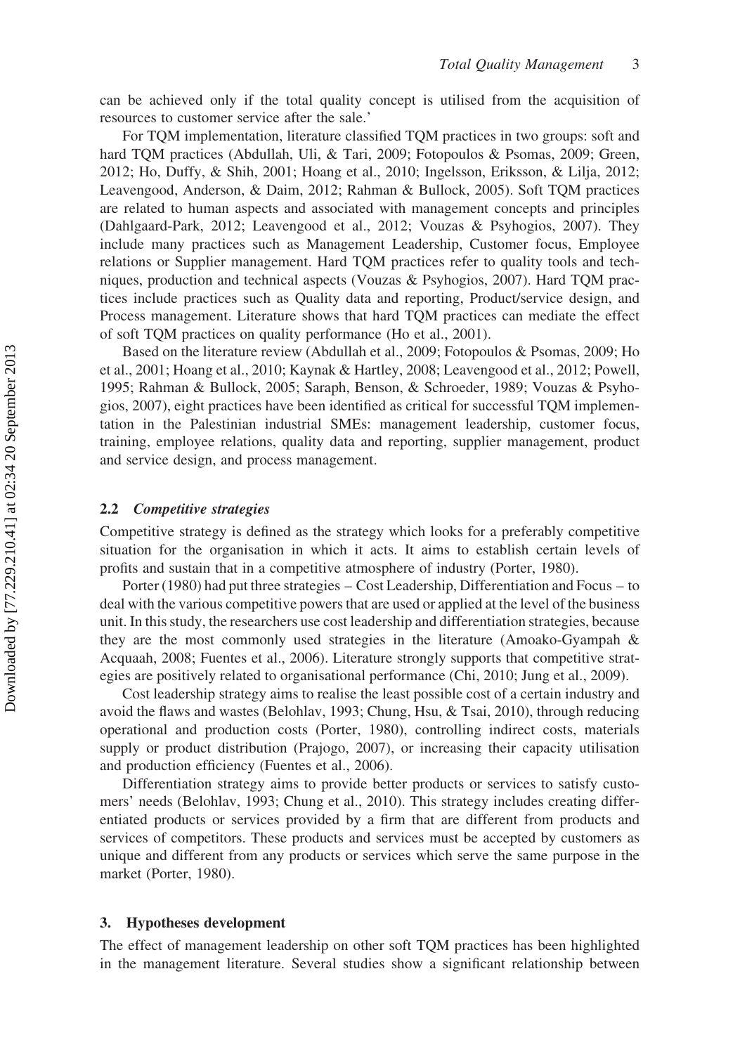can be achieved only if the total quality concept is utilised from the acquisition of resources to customer service after the sale.'

For TQM implementation, literature classified TQM practices in two groups: soft and hard TQM practices (Abdullah, Uli, & Tari, 2009; Fotopoulos & Psomas, 2009; Green, 2012; Ho, Duffy, & Shih, 2001; Hoang et al., 2010; Ingelsson, Eriksson, & Lilja, 2012; Leavengood, Anderson, & Daim, 2012; Rahman & Bullock, 2005). Soft TQM practices are related to human aspects and associated with management concepts and principles (Dahlgaard-Park, 2012; Leavengood et al., 2012; Vouzas & Psyhogios, 2007). They include many practices such as Management Leadership, Customer focus, Employee relations or Supplier management. Hard TQM practices refer to quality tools and techniques, production and technical aspects (Vouzas & Psyhogios, 2007). Hard TQM practices include practices such as Quality data and reporting, Product/service design, and Process management. Literature shows that hard TQM practices can mediate the effect of soft TQM practices on quality performance (Ho et al., 2001).

Based on the literature review (Abdullah et al., 2009; Fotopoulos & Psomas, 2009; Ho et al., 2001; Hoang et al., 2010; Kaynak & Hartley, 2008; Leavengood et al., 2012; Powell, 1995; Rahman & Bullock, 2005; Saraph, Benson, & Schroeder, 1989; Vouzas & Psyhogios, 2007), eight practices have been identified as critical for successful TQM implementation in the Palestinian industrial SMEs: management leadership, customer focus, training, employee relations, quality data and reporting, supplier management, product and service design, and process management.

### 2.2 *Competitive strategies*

Competitive strategy is defined as the strategy which looks for a preferably competitive situation for the organisation in which it acts. It aims to establish certain levels of profits and sustain that in a competitive atmosphere of industry (Porter, 1980).

Porter (1980) had put three strategies – Cost Leadership, Differentiation and Focus – to deal with the various competitive powers that are used or applied at the level of the business unit. In this study, the researchers use cost leadership and differentiation strategies, because they are the most commonly used strategies in the literature (Amoako-Gyampah & Acquaah, 2008; Fuentes et al., 2006). Literature strongly supports that competitive strategies are positively related to organisational performance (Chi, 2010; Jung et al., 2009).

Cost leadership strategy aims to realise the least possible cost of a certain industry and avoid the flaws and wastes (Belohlav, 1993; Chung, Hsu, & Tsai, 2010), through reducing operational and production costs (Porter, 1980), controlling indirect costs, materials supply or product distribution (Prajogo, 2007), or increasing their capacity utilisation and production efficiency (Fuentes et al., 2006).

Differentiation strategy aims to provide better products or services to satisfy customers' needs (Belohlav, 1993; Chung et al., 2010). This strategy includes creating differentiated products or services provided by a firm that are different from products and services of competitors. These products and services must be accepted by customers as unique and different from any products or services which serve the same purpose in the market (Porter, 1980).

## 3. Hypotheses development

The effect of management leadership on other soft TQM practices has been highlighted in the management literature. Several studies show a significant relationship between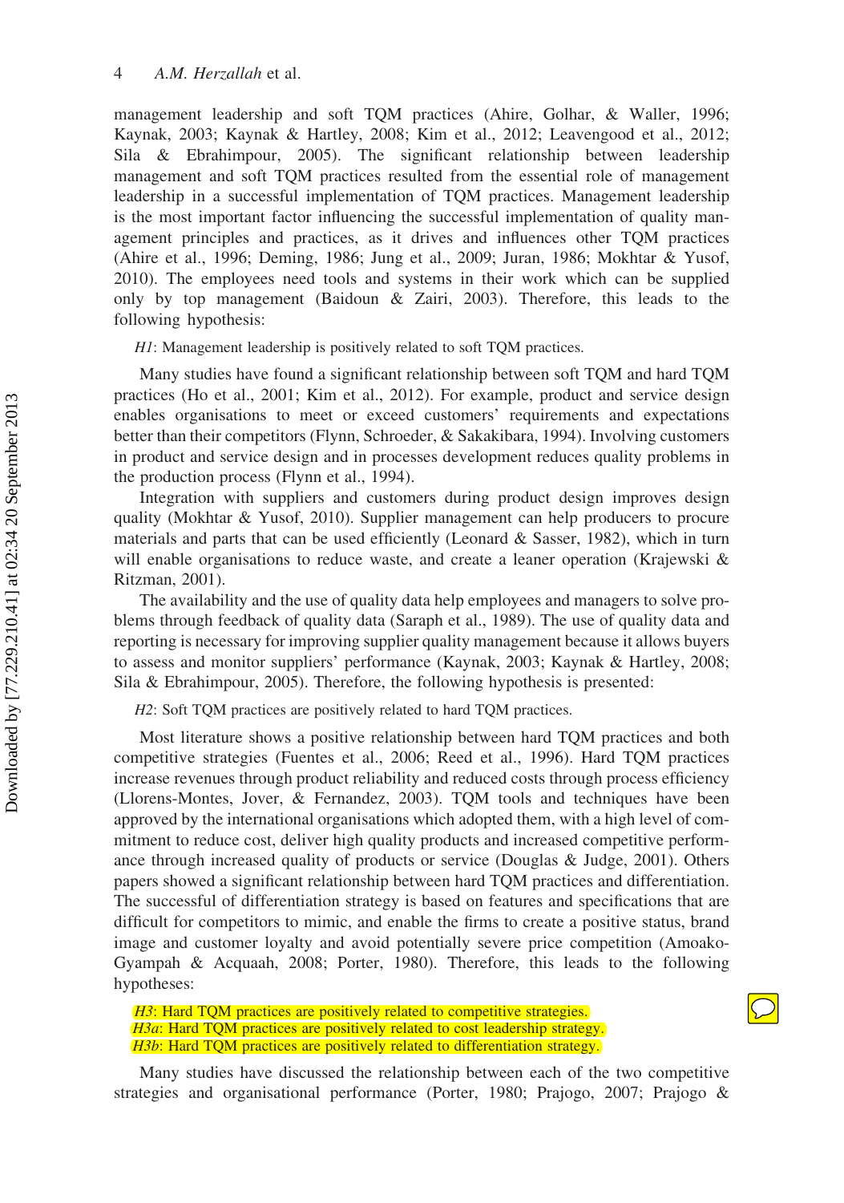management leadership and soft TQM practices (Ahire, Golhar, & Waller, 1996; Kaynak, 2003; Kaynak & Hartley, 2008; Kim et al., 2012; Leavengood et al., 2012; Sila & Ebrahimpour, 2005). The significant relationship between leadership management and soft TQM practices resulted from the essential role of management leadership in a successful implementation of TQM practices. Management leadership is the most important factor influencing the successful implementation of quality management principles and practices, as it drives and influences other TQM practices (Ahire et al., 1996; Deming, 1986; Jung et al., 2009; Juran, 1986; Mokhtar & Yusof, 2010). The employees need tools and systems in their work which can be supplied only by top management (Baidoun & Zairi, 2003). Therefore, this leads to the following hypothesis:

*H1*: Management leadership is positively related to soft TQM practices.

Many studies have found a significant relationship between soft TQM and hard TQM practices (Ho et al., 2001; Kim et al., 2012). For example, product and service design enables organisations to meet or exceed customers' requirements and expectations better than their competitors (Flynn, Schroeder, & Sakakibara, 1994). Involving customers in product and service design and in processes development reduces quality problems in the production process (Flynn et al., 1994).

Integration with suppliers and customers during product design improves design quality (Mokhtar & Yusof, 2010). Supplier management can help producers to procure materials and parts that can be used efficiently (Leonard & Sasser, 1982), which in turn will enable organisations to reduce waste, and create a leaner operation (Krajewski & Ritzman, 2001).

The availability and the use of quality data help employees and managers to solve problems through feedback of quality data (Saraph et al., 1989). The use of quality data and reporting is necessary for improving supplier quality management because it allows buyers to assess and monitor suppliers' performance (Kaynak, 2003; Kaynak & Hartley, 2008; Sila & Ebrahimpour, 2005). Therefore, the following hypothesis is presented:

*H2*: Soft TQM practices are positively related to hard TQM practices.

Most literature shows a positive relationship between hard TQM practices and both competitive strategies (Fuentes et al., 2006; Reed et al., 1996). Hard TQM practices increase revenues through product reliability and reduced costs through process efficiency (Llorens-Montes, Jover, & Fernandez, 2003). TQM tools and techniques have been approved by the international organisations which adopted them, with a high level of commitment to reduce cost, deliver high quality products and increased competitive performance through increased quality of products or service (Douglas & Judge, 2001). Others papers showed a significant relationship between hard TQM practices and differentiation. The successful of differentiation strategy is based on features and specifications that are difficult for competitors to mimic, and enable the firms to create a positive status, brand image and customer loyalty and avoid potentially severe price competition (Amoako-Gyampah & Acquaah, 2008; Porter, 1980). Therefore, this leads to the following hypotheses:

*H3*: Hard TQM practices are positively related to competitive strategies.
*H3a*: Hard TQM practices are positively related to cost leadership strategy.
*H3b*: Hard TQM practices are positively related to differentiation strategy.

Many studies have discussed the relationship between each of the two competitive strategies and organisational performance (Porter, 1980; Prajogo, 2007; Prajogo &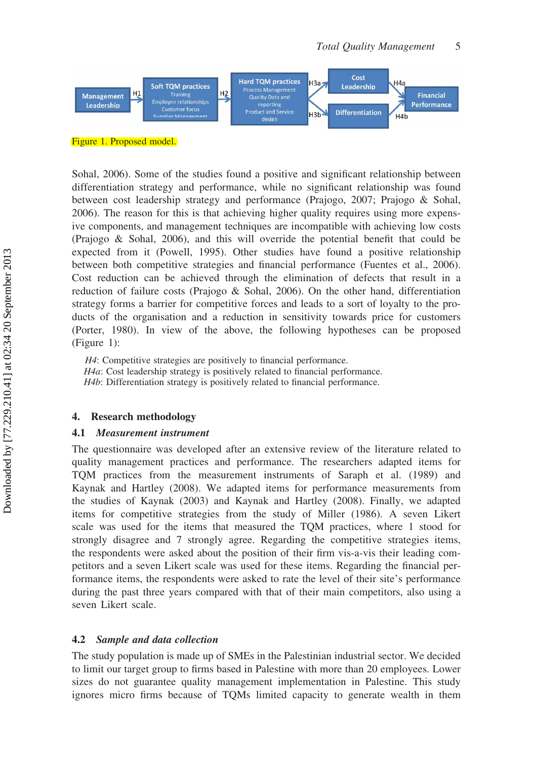Figure 1. Proposed model.

Sohal, 2006). Some of the studies found a positive and significant relationship between differentiation strategy and performance, while no significant relationship was found between cost leadership strategy and performance (Prajogo, 2007; Prajogo & Sohal, 2006). The reason for this is that achieving higher quality requires using more expensive components, and management techniques are incompatible with achieving low costs (Prajogo & Sohal, 2006), and this will override the potential benefit that could be expected from it (Powell, 1995). Other studies have found a positive relationship between both competitive strategies and financial performance (Fuentes et al., 2006). Cost reduction can be achieved through the elimination of defects that result in a reduction of failure costs (Prajogo & Sohal, 2006). On the other hand, differentiation strategy forms a barrier for competitive forces and leads to a sort of loyalty to the products of the organisation and a reduction in sensitivity towards price for customers (Porter, 1980). In view of the above, the following hypotheses can be proposed (Figure 1):

> *H4*: Competitive strategies are positively to financial performance.
> *H4a*: Cost leadership strategy is positively related to financial performance.
> *H4b*: Differentiation strategy is positively related to financial performance.

## 4. Research methodology

### 4.1 *Measurement instrument*

The questionnaire was developed after an extensive review of the literature related to quality management practices and performance. The researchers adapted items for TQM practices from the measurement instruments of Saraph et al. (1989) and Kaynak and Hartley (2008). We adapted items for performance measurements from the studies of Kaynak (2003) and Kaynak and Hartley (2008). Finally, we adapted items for competitive strategies from the study of Miller (1986). A seven Likert scale was used for the items that measured the TQM practices, where 1 stood for strongly disagree and 7 strongly agree. Regarding the competitive strategies items, the respondents were asked about the position of their firm vis-a-vis their leading competitors and a seven Likert scale was used for these items. Regarding the financial performance items, the respondents were asked to rate the level of their site's performance during the past three years compared with that of their main competitors, also using a seven Likert scale.

### 4.2 *Sample and data collection*

The study population is made up of SMEs in the Palestinian industrial sector. We decided to limit our target group to firms based in Palestine with more than 20 employees. Lower sizes do not guarantee quality management implementation in Palestine. This study ignores micro firms because of TQMs limited capacity to generate wealth in them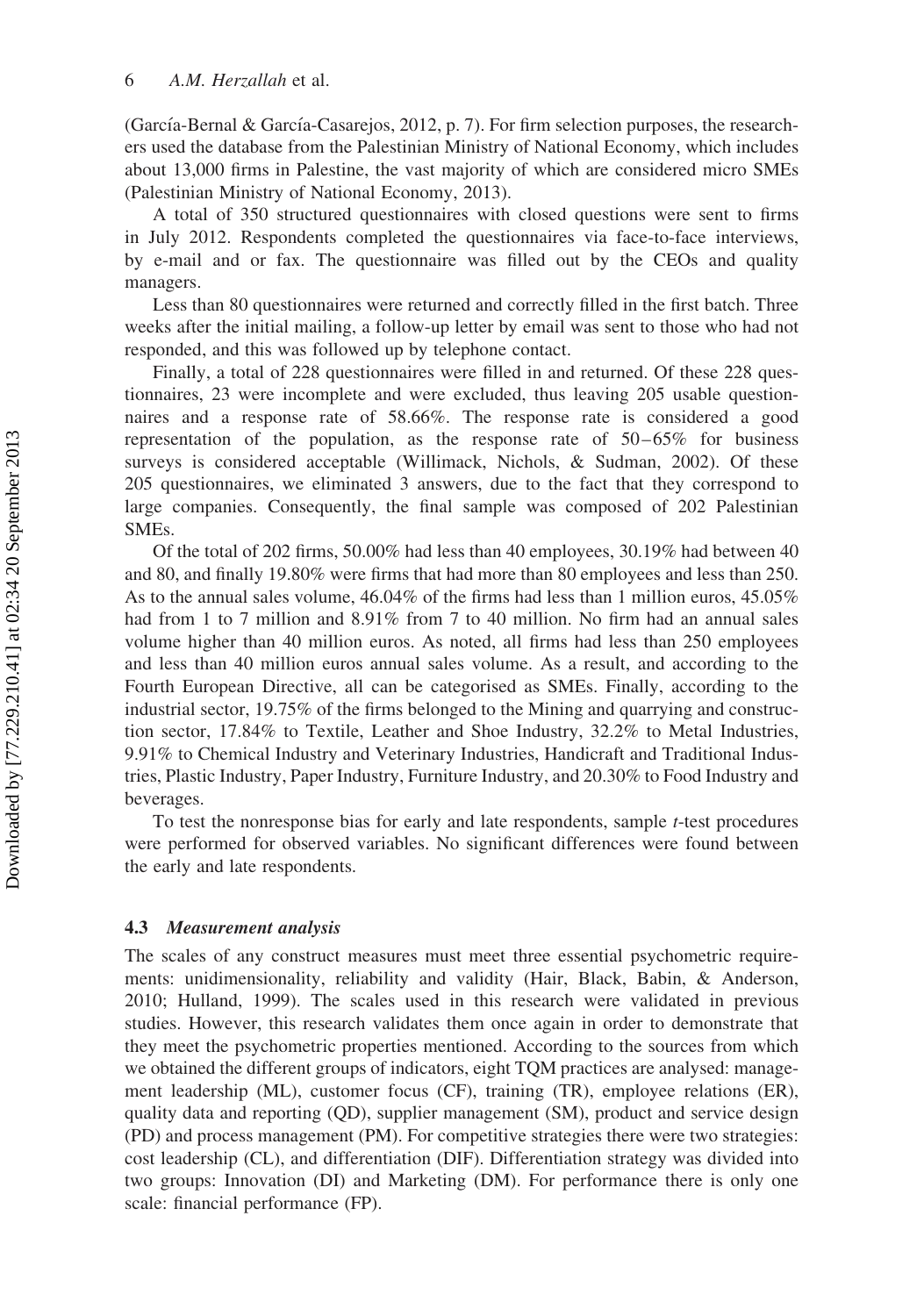(García-Bernal & García-Casarejos, 2012, p. 7). For firm selection purposes, the researchers used the database from the Palestinian Ministry of National Economy, which includes about 13,000 firms in Palestine, the vast majority of which are considered micro SMEs (Palestinian Ministry of National Economy, 2013).

A total of 350 structured questionnaires with closed questions were sent to firms in July 2012. Respondents completed the questionnaires via face-to-face interviews, by e-mail and or fax. The questionnaire was filled out by the CEOs and quality managers.

Less than 80 questionnaires were returned and correctly filled in the first batch. Three weeks after the initial mailing, a follow-up letter by email was sent to those who had not responded, and this was followed up by telephone contact.

Finally, a total of 228 questionnaires were filled in and returned. Of these 228 questionnaires, 23 were incomplete and were excluded, thus leaving 205 usable questionnaires and a response rate of 58.66%. The response rate is considered a good representation of the population, as the response rate of 50–65% for business surveys is considered acceptable (Willimack, Nichols, & Sudman, 2002). Of these 205 questionnaires, we eliminated 3 answers, due to the fact that they correspond to large companies. Consequently, the final sample was composed of 202 Palestinian SMEs.

Of the total of 202 firms, 50.00% had less than 40 employees, 30.19% had between 40 and 80, and finally 19.80% were firms that had more than 80 employees and less than 250. As to the annual sales volume, 46.04% of the firms had less than 1 million euros, 45.05% had from 1 to 7 million and 8.91% from 7 to 40 million. No firm had an annual sales volume higher than 40 million euros. As noted, all firms had less than 250 employees and less than 40 million euros annual sales volume. As a result, and according to the Fourth European Directive, all can be categorised as SMEs. Finally, according to the industrial sector, 19.75% of the firms belonged to the Mining and quarrying and construction sector, 17.84% to Textile, Leather and Shoe Industry, 32.2% to Metal Industries, 9.91% to Chemical Industry and Veterinary Industries, Handicraft and Traditional Industries, Plastic Industry, Paper Industry, Furniture Industry, and 20.30% to Food Industry and beverages.

To test the nonresponse bias for early and late respondents, sample *t*-test procedures were performed for observed variables. No significant differences were found between the early and late respondents.

### 4.3 *Measurement analysis*

The scales of any construct measures must meet three essential psychometric requirements: unidimensionality, reliability and validity (Hair, Black, Babin, & Anderson, 2010; Hulland, 1999). The scales used in this research were validated in previous studies. However, this research validates them once again in order to demonstrate that they meet the psychometric properties mentioned. According to the sources from which we obtained the different groups of indicators, eight TQM practices are analysed: management leadership (ML), customer focus (CF), training (TR), employee relations (ER), quality data and reporting (QD), supplier management (SM), product and service design (PD) and process management (PM). For competitive strategies there were two strategies: cost leadership (CL), and differentiation (DIF). Differentiation strategy was divided into two groups: Innovation (DI) and Marketing (DM). For performance there is only one scale: financial performance (FP).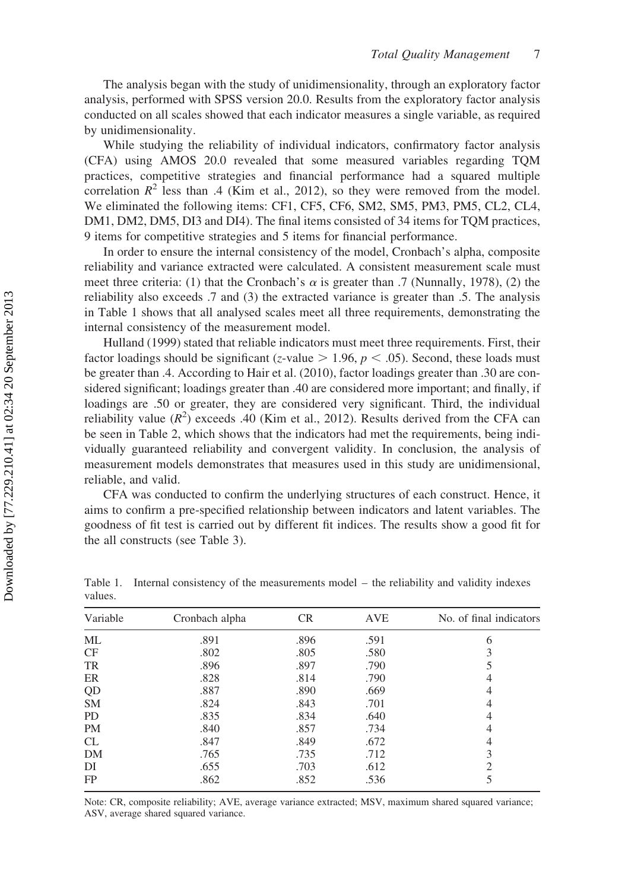The analysis began with the study of unidimensionality, through an exploratory factor analysis, performed with SPSS version 20.0. Results from the exploratory factor analysis conducted on all scales showed that each indicator measures a single variable, as required by unidimensionality.

While studying the reliability of individual indicators, confirmatory factor analysis (CFA) using AMOS 20.0 revealed that some measured variables regarding TQM practices, competitive strategies and financial performance had a squared multiple correlation $R^2$ less than .4 (Kim et al., 2012), so they were removed from the model. We eliminated the following items: CF1, CF5, CF6, SM2, SM5, PM3, PM5, CL2, CL4, DM1, DM2, DM5, DI3 and DI4). The final items consisted of 34 items for TQM practices, 9 items for competitive strategies and 5 items for financial performance.

In order to ensure the internal consistency of the model, Cronbach's alpha, composite reliability and variance extracted were calculated. A consistent measurement scale must meet three criteria: (1) that the Cronbach's $\alpha$ is greater than .7 (Nunnally, 1978), (2) the reliability also exceeds .7 and (3) the extracted variance is greater than .5. The analysis in Table 1 shows that all analysed scales meet all three requirements, demonstrating the internal consistency of the measurement model.

Hulland (1999) stated that reliable indicators must meet three requirements. First, their factor loadings should be significant ($z$-value $> 1.96$, $p < .05$). Second, these loads must be greater than .4. According to Hair et al. (2010), factor loadings greater than .30 are considered significant; loadings greater than .40 are considered more important; and finally, if loadings are .50 or greater, they are considered very significant. Third, the individual reliability value ($R^2$) exceeds .40 (Kim et al., 2012). Results derived from the CFA can be seen in Table 2, which shows that the indicators had met the requirements, being individually guaranteed reliability and convergent validity. In conclusion, the analysis of measurement models demonstrates that measures used in this study are unidimensional, reliable, and valid.

CFA was conducted to confirm the underlying structures of each construct. Hence, it aims to confirm a pre-specified relationship between indicators and latent variables. The goodness of fit test is carried out by different fit indices. The results show a good fit for the all constructs (see Table 3).

Table 1. Internal consistency of the measurements model – the reliability and validity indexes values.

| Variable | Cronbach alpha | CR | AVE | No. of final indicators |
|---|---|---|---|---|
| ML | .891 | .896 | .591 | 6 |
| CF | .802 | .805 | .580 | 3 |
| TR | .896 | .897 | .790 | 5 |
| ER | .828 | .814 | .790 | 4 |
| QD | .887 | .890 | .669 | 4 |
| SM | .824 | .843 | .701 | 4 |
| PD | .835 | .834 | .640 | 4 |
| PM | .840 | .857 | .734 | 4 |
| CL | .847 | .849 | .672 | 4 |
| DM | .765 | .735 | .712 | 3 |
| DI | .655 | .703 | .612 | 2 |
| FP | .862 | .852 | .536 | 5 |

Note: CR, composite reliability; AVE, average variance extracted; MSV, maximum shared squared variance; ASV, average shared squared variance.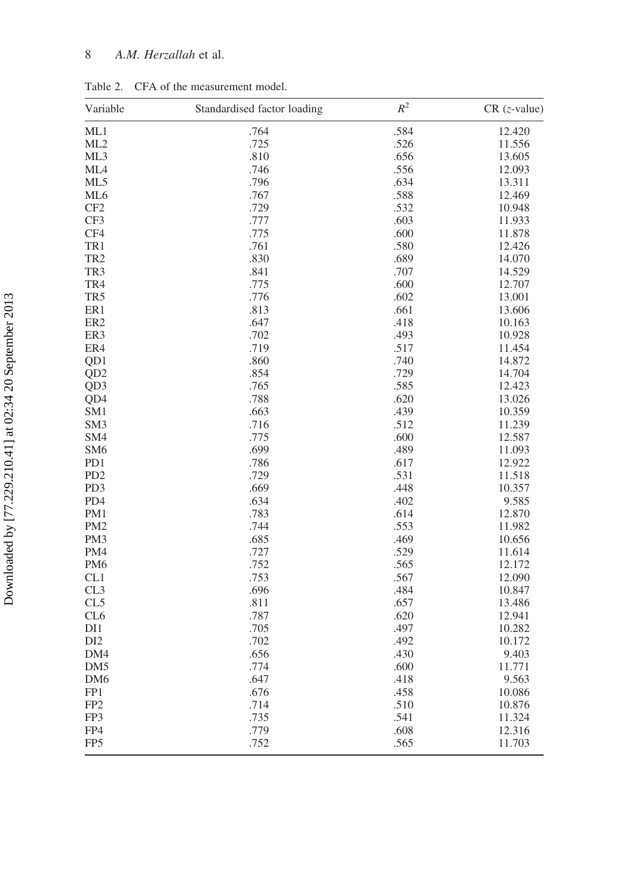Table 2. CFA of the measurement model.

| Variable | Standardised factor loading | $R^2$ | CR (*z*-value) |
|---|---|---|---|
| ML1 | .764 | .584 | 12.420 |
| ML2 | .725 | .526 | 11.556 |
| ML3 | .810 | .656 | 13.605 |
| ML4 | .746 | .556 | 12.093 |
| ML5 | .796 | .634 | 13.311 |
| ML6 | .767 | .588 | 12.469 |
| CF2 | .729 | .532 | 10.948 |
| CF3 | .777 | .603 | 11.933 |
| CF4 | .775 | .600 | 11.878 |
| TR1 | .761 | .580 | 12.426 |
| TR2 | .830 | .689 | 14.070 |
| TR3 | .841 | .707 | 14.529 |
| TR4 | .775 | .600 | 12.707 |
| TR5 | .776 | .602 | 13.001 |
| ER1 | .813 | .661 | 13.606 |
| ER2 | .647 | .418 | 10.163 |
| ER3 | .702 | .493 | 10.928 |
| ER4 | .719 | .517 | 11.454 |
| QD1 | .860 | .740 | 14.872 |
| QD2 | .854 | .729 | 14.704 |
| QD3 | .765 | .585 | 12.423 |
| QD4 | .788 | .620 | 13.026 |
| SM1 | .663 | .439 | 10.359 |
| SM3 | .716 | .512 | 11.239 |
| SM4 | .775 | .600 | 12.587 |
| SM6 | .699 | .489 | 11.093 |
| PD1 | .786 | .617 | 12.922 |
| PD2 | .729 | .531 | 11.518 |
| PD3 | .669 | .448 | 10.357 |
| PD4 | .634 | .402 | 9.585 |
| PM1 | .783 | .614 | 12.870 |
| PM2 | .744 | .553 | 11.982 |
| PM3 | .685 | .469 | 10.656 |
| PM4 | .727 | .529 | 11.614 |
| PM6 | .752 | .565 | 12.172 |
| CL1 | .753 | .567 | 12.090 |
| CL3 | .696 | .484 | 10.847 |
| CL5 | .811 | .657 | 13.486 |
| CL6 | .787 | .620 | 12.941 |
| DI1 | .705 | .497 | 10.282 |
| DI2 | .702 | .492 | 10.172 |
| DM4 | .656 | .430 | 9.403 |
| DM5 | .774 | .600 | 11.771 |
| DM6 | .647 | .418 | 9.563 |
| FP1 | .676 | .458 | 10.086 |
| FP2 | .714 | .510 | 10.876 |
| FP3 | .735 | .541 | 11.324 |
| FP4 | .779 | .608 | 12.316 |
| FP5 | .752 | .565 | 11.703 |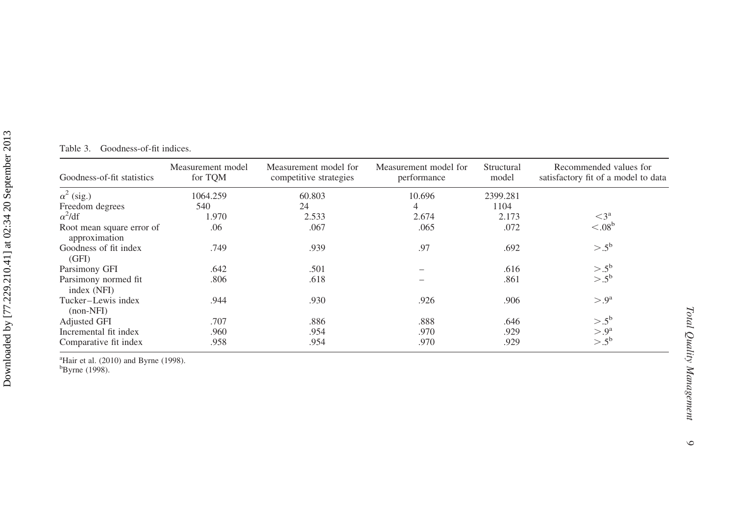Table 3. Goodness-of-fit indices.

| Goodness-of-fit statistics | Measurement model for TQM | Measurement model for competitive strategies | Measurement model for performance | Structural model | Recommended values for satisfactory fit of a model to data |
|---|---|---|---|---|---|
| $\alpha^2$ (sig.) | 1064.259 | 60.803 | 10.696 | 2399.281 | |
| Freedom degrees | 540 | 24 | 4 | 1104 | |
| $\alpha^2$/df | 1.970 | 2.533 | 2.674 | 2.173 | $<3$[a] |
| Root mean square error of approximation | .06 | .067 | .065 | .072 | $<.08$[b] |
| Goodness of fit index (GFI) | .749 | .939 | .97 | .692 | $>.5$[b] |
| Parsimony GFI | .642 | .501 | – | .616 | $>.5$[b] |
| Parsimony normed fit index (NFI) | .806 | .618 | – | .861 | $>.5$[b] |
| Tucker–Lewis index (non-NFI) | .944 | .930 | .926 | .906 | $>.9$[a] |
| Adjusted GFI | .707 | .886 | .888 | .646 | $>.5$[b] |
| Incremental fit index | .960 | .954 | .970 | .929 | $>.9$[a] |
| Comparative fit index | .958 | .954 | .970 | .929 | $>.5$[b] |

[a]Hair et al. (2010) and Byrne (1998).
[b]Byrne (1998).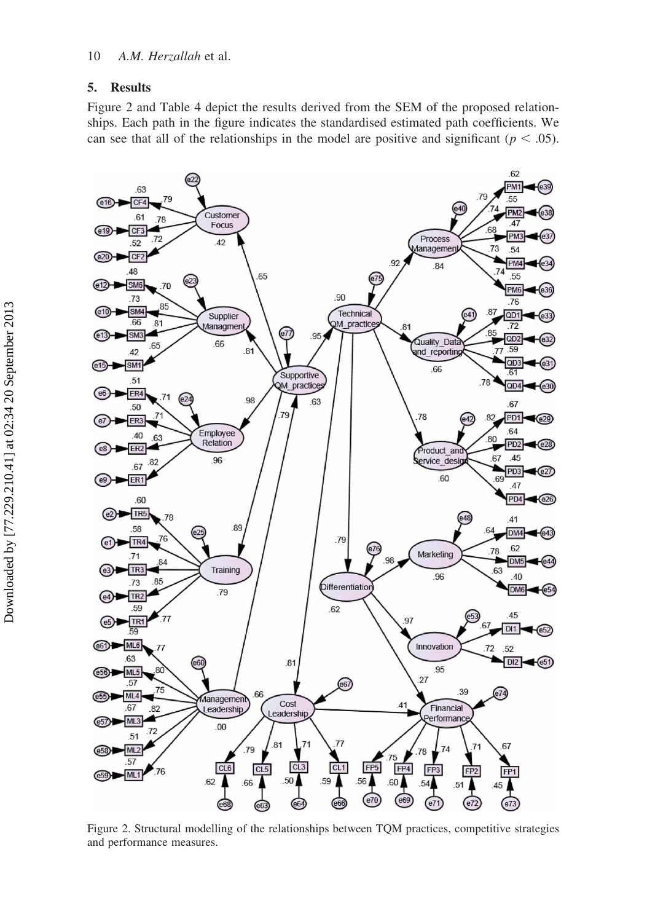## 5. Results

Figure 2 and Table 4 depict the results derived from the SEM of the proposed relationships. Each path in the figure indicates the standardised estimated path coefficients. We can see that all of the relationships in the model are positive and significant ($p < .05$).

Figure 2. Structural modelling of the relationships between TQM practices, competitive strategies and performance measures.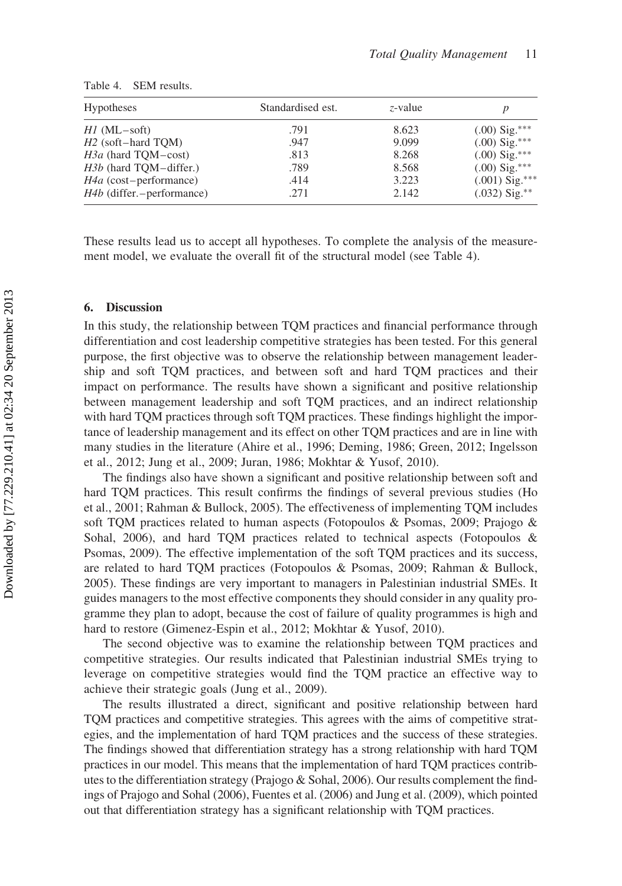Table 4. SEM results.

| Hypotheses | Standardised est. | *z*-value | *p* |
|---|---|---|---|
| *H1* (ML–soft) | .791 | 8.623 | (.00) Sig.*** |
| *H2* (soft–hard TQM) | .947 | 9.099 | (.00) Sig.*** |
| *H3a* (hard TQM–cost) | .813 | 8.268 | (.00) Sig.*** |
| *H3b* (hard TQM–differ.) | .789 | 8.568 | (.00) Sig.*** |
| *H4a* (cost–performance) | .414 | 3.223 | (.001) Sig.*** |
| *H4b* (differ.–performance) | .271 | 2.142 | (.032) Sig.** |

These results lead us to accept all hypotheses. To complete the analysis of the measurement model, we evaluate the overall fit of the structural model (see Table 4).

## 6. Discussion

In this study, the relationship between TQM practices and financial performance through differentiation and cost leadership competitive strategies has been tested. For this general purpose, the first objective was to observe the relationship between management leadership and soft TQM practices, and between soft and hard TQM practices and their impact on performance. The results have shown a significant and positive relationship between management leadership and soft TQM practices, and an indirect relationship with hard TQM practices through soft TQM practices. These findings highlight the importance of leadership management and its effect on other TQM practices and are in line with many studies in the literature (Ahire et al., 1996; Deming, 1986; Green, 2012; Ingelsson et al., 2012; Jung et al., 2009; Juran, 1986; Mokhtar & Yusof, 2010).

The findings also have shown a significant and positive relationship between soft and hard TQM practices. This result confirms the findings of several previous studies (Ho et al., 2001; Rahman & Bullock, 2005). The effectiveness of implementing TQM includes soft TQM practices related to human aspects (Fotopoulos & Psomas, 2009; Prajogo & Sohal, 2006), and hard TQM practices related to technical aspects (Fotopoulos & Psomas, 2009). The effective implementation of the soft TQM practices and its success, are related to hard TQM practices (Fotopoulos & Psomas, 2009; Rahman & Bullock, 2005). These findings are very important to managers in Palestinian industrial SMEs. It guides managers to the most effective components they should consider in any quality programme they plan to adopt, because the cost of failure of quality programmes is high and hard to restore (Gimenez-Espin et al., 2012; Mokhtar & Yusof, 2010).

The second objective was to examine the relationship between TQM practices and competitive strategies. Our results indicated that Palestinian industrial SMEs trying to leverage on competitive strategies would find the TQM practice an effective way to achieve their strategic goals (Jung et al., 2009).

The results illustrated a direct, significant and positive relationship between hard TQM practices and competitive strategies. This agrees with the aims of competitive strategies, and the implementation of hard TQM practices and the success of these strategies. The findings showed that differentiation strategy has a strong relationship with hard TQM practices in our model. This means that the implementation of hard TQM practices contributes to the differentiation strategy (Prajogo & Sohal, 2006). Our results complement the findings of Prajogo and Sohal (2006), Fuentes et al. (2006) and Jung et al. (2009), which pointed out that differentiation strategy has a significant relationship with TQM practices.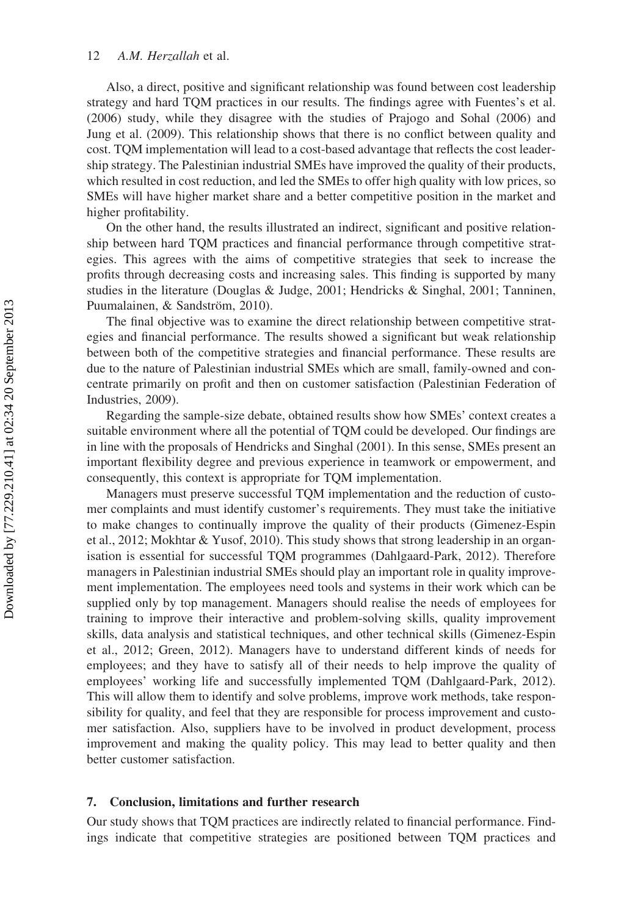Also, a direct, positive and significant relationship was found between cost leadership strategy and hard TQM practices in our results. The findings agree with Fuentes's et al. (2006) study, while they disagree with the studies of Prajogo and Sohal (2006) and Jung et al. (2009). This relationship shows that there is no conflict between quality and cost. TQM implementation will lead to a cost-based advantage that reflects the cost leadership strategy. The Palestinian industrial SMEs have improved the quality of their products, which resulted in cost reduction, and led the SMEs to offer high quality with low prices, so SMEs will have higher market share and a better competitive position in the market and higher profitability.

On the other hand, the results illustrated an indirect, significant and positive relationship between hard TQM practices and financial performance through competitive strategies. This agrees with the aims of competitive strategies that seek to increase the profits through decreasing costs and increasing sales. This finding is supported by many studies in the literature (Douglas & Judge, 2001; Hendricks & Singhal, 2001; Tanninen, Puumalainen, & Sandström, 2010).

The final objective was to examine the direct relationship between competitive strategies and financial performance. The results showed a significant but weak relationship between both of the competitive strategies and financial performance. These results are due to the nature of Palestinian industrial SMEs which are small, family-owned and concentrate primarily on profit and then on customer satisfaction (Palestinian Federation of Industries, 2009).

Regarding the sample-size debate, obtained results show how SMEs' context creates a suitable environment where all the potential of TQM could be developed. Our findings are in line with the proposals of Hendricks and Singhal (2001). In this sense, SMEs present an important flexibility degree and previous experience in teamwork or empowerment, and consequently, this context is appropriate for TQM implementation.

Managers must preserve successful TQM implementation and the reduction of customer complaints and must identify customer's requirements. They must take the initiative to make changes to continually improve the quality of their products (Gimenez-Espin et al., 2012; Mokhtar & Yusof, 2010). This study shows that strong leadership in an organisation is essential for successful TQM programmes (Dahlgaard-Park, 2012). Therefore managers in Palestinian industrial SMEs should play an important role in quality improvement implementation. The employees need tools and systems in their work which can be supplied only by top management. Managers should realise the needs of employees for training to improve their interactive and problem-solving skills, quality improvement skills, data analysis and statistical techniques, and other technical skills (Gimenez-Espin et al., 2012; Green, 2012). Managers have to understand different kinds of needs for employees; and they have to satisfy all of their needs to help improve the quality of employees' working life and successfully implemented TQM (Dahlgaard-Park, 2012). This will allow them to identify and solve problems, improve work methods, take responsibility for quality, and feel that they are responsible for process improvement and customer satisfaction. Also, suppliers have to be involved in product development, process improvement and making the quality policy. This may lead to better quality and then better customer satisfaction.

## 7. Conclusion, limitations and further research

Our study shows that TQM practices are indirectly related to financial performance. Findings indicate that competitive strategies are positioned between TQM practices and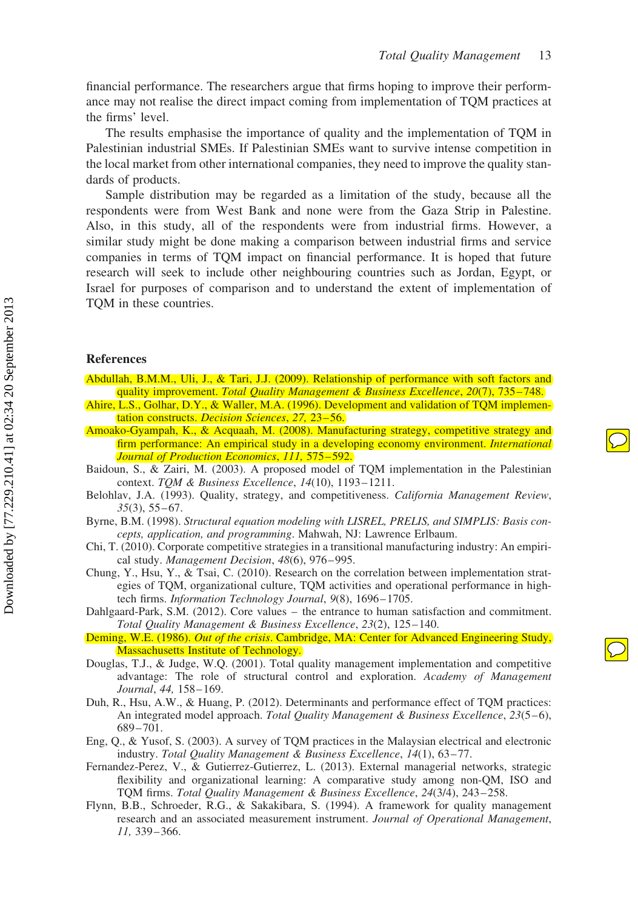financial performance. The researchers argue that firms hoping to improve their performance may not realise the direct impact coming from implementation of TQM practices at the firms' level.

The results emphasise the importance of quality and the implementation of TQM in Palestinian industrial SMEs. If Palestinian SMEs want to survive intense competition in the local market from other international companies, they need to improve the quality standards of products.

Sample distribution may be regarded as a limitation of the study, because all the respondents were from West Bank and none were from the Gaza Strip in Palestine. Also, in this study, all of the respondents were from industrial firms. However, a similar study might be done making a comparison between industrial firms and service companies in terms of TQM impact on financial performance. It is hoped that future research will seek to include other neighbouring countries such as Jordan, Egypt, or Israel for purposes of comparison and to understand the extent of implementation of TQM in these countries.

## References

Abdullah, B.M.M., Uli, J., & Tari, J.J. (2009). Relationship of performance with soft factors and quality improvement. *Total Quality Management & Business Excellence*, *20*(7), 735–748.

Ahire, L.S., Golhar, D.Y., & Waller, M.A. (1996). Development and validation of TQM implementation constructs. *Decision Sciences*, *27*, 23–56.

Amoako-Gyampah, K., & Acquaah, M. (2008). Manufacturing strategy, competitive strategy and firm performance: An empirical study in a developing economy environment. *International Journal of Production Economics*, *111*, 575–592.

Baidoun, S., & Zairi, M. (2003). A proposed model of TQM implementation in the Palestinian context. *TQM & Business Excellence*, *14*(10), 1193–1211.

Belohlav, J.A. (1993). Quality, strategy, and competitiveness. *California Management Review*, *35*(3), 55–67.

Byrne, B.M. (1998). *Structural equation modeling with LISREL, PRELIS, and SIMPLIS: Basis concepts, application, and programming*. Mahwah, NJ: Lawrence Erlbaum.

Chi, T. (2010). Corporate competitive strategies in a transitional manufacturing industry: An empirical study. *Management Decision*, *48*(6), 976–995.

Chung, Y., Hsu, Y., & Tsai, C. (2010). Research on the correlation between implementation strategies of TQM, organizational culture, TQM activities and operational performance in high-tech firms. *Information Technology Journal*, *9*(8), 1696–1705.

Dahlgaard-Park, S.M. (2012). Core values – the entrance to human satisfaction and commitment. *Total Quality Management & Business Excellence*, *23*(2), 125–140.

Deming, W.E. (1986). *Out of the crisis*. Cambridge, MA: Center for Advanced Engineering Study, Massachusetts Institute of Technology.

Douglas, T.J., & Judge, W.Q. (2001). Total quality management implementation and competitive advantage: The role of structural control and exploration. *Academy of Management Journal*, *44*, 158–169.

Duh, R., Hsu, A.W., & Huang, P. (2012). Determinants and performance effect of TQM practices: An integrated model approach. *Total Quality Management & Business Excellence*, *23*(5–6), 689–701.

Eng, Q., & Yusof, S. (2003). A survey of TQM practices in the Malaysian electrical and electronic industry. *Total Quality Management & Business Excellence*, *14*(1), 63–77.

Fernandez-Perez, V., & Gutierrez-Gutierrez, L. (2013). External managerial networks, strategic flexibility and organizational learning: A comparative study among non-QM, ISO and TQM firms. *Total Quality Management & Business Excellence*, *24*(3/4), 243–258.

Flynn, B.B., Schroeder, R.G., & Sakakibara, S. (1994). A framework for quality management research and an associated measurement instrument. *Journal of Operational Management*, *11*, 339–366.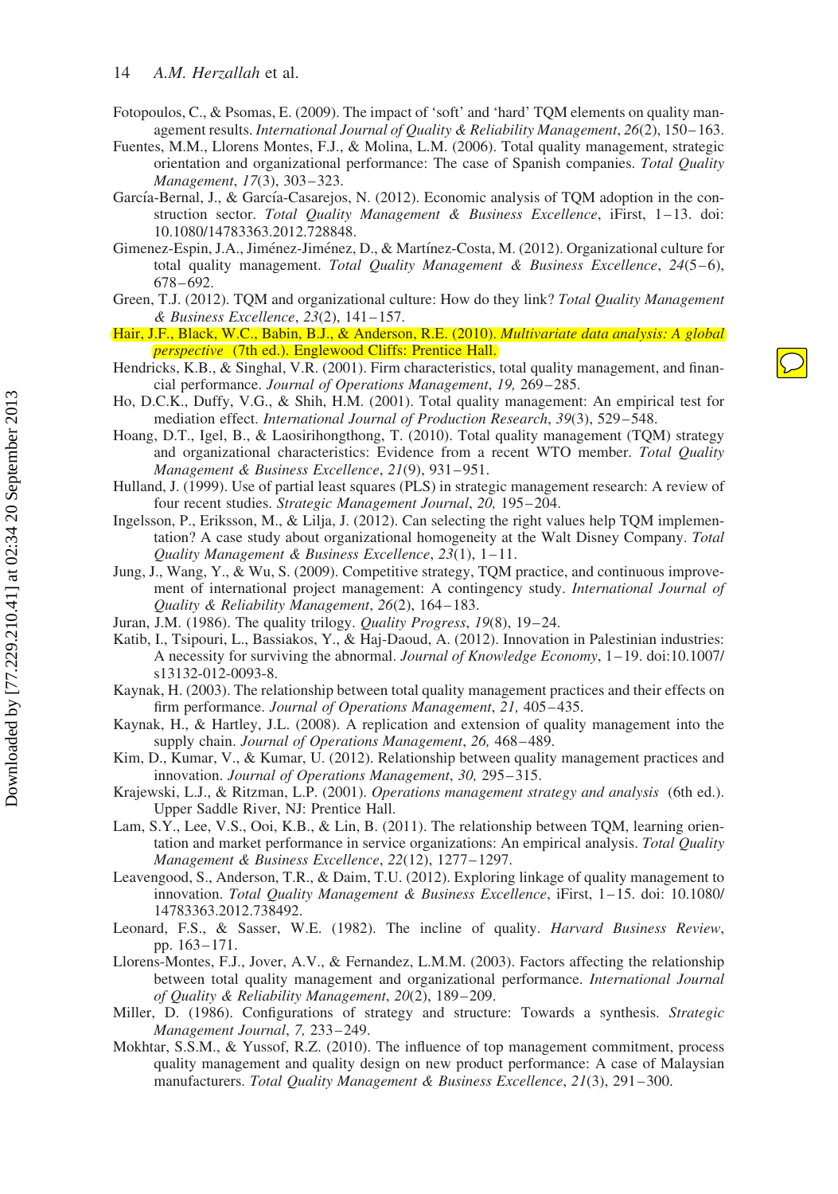Fotopoulos, C., & Psomas, E. (2009). The impact of 'soft' and 'hard' TQM elements on quality management results. *International Journal of Quality & Reliability Management*, *26*(2), 150–163.

Fuentes, M.M., Llorens Montes, F.J., & Molina, L.M. (2006). Total quality management, strategic orientation and organizational performance: The case of Spanish companies. *Total Quality Management*, *17*(3), 303–323.

García-Bernal, J., & García-Casarejos, N. (2012). Economic analysis of TQM adoption in the construction sector. *Total Quality Management & Business Excellence*, iFirst, 1–13. doi: 10.1080/14783363.2012.728848.

Gimenez-Espin, J.A., Jiménez-Jiménez, D., & Martínez-Costa, M. (2012). Organizational culture for total quality management. *Total Quality Management & Business Excellence*, *24*(5–6), 678–692.

Green, T.J. (2012). TQM and organizational culture: How do they link? *Total Quality Management & Business Excellence*, *23*(2), 141–157.

Hair, J.F., Black, W.C., Babin, B.J., & Anderson, R.E. (2010). *Multivariate data analysis: A global perspective* (7th ed.). Englewood Cliffs: Prentice Hall.

Hendricks, K.B., & Singhal, V.R. (2001). Firm characteristics, total quality management, and financial performance. *Journal of Operations Management*, *19,* 269–285.

Ho, D.C.K., Duffy, V.G., & Shih, H.M. (2001). Total quality management: An empirical test for mediation effect. *International Journal of Production Research*, *39*(3), 529–548.

Hoang, D.T., Igel, B., & Laosirihongthong, T. (2010). Total quality management (TQM) strategy and organizational characteristics: Evidence from a recent WTO member. *Total Quality Management & Business Excellence*, *21*(9), 931–951.

Hulland, J. (1999). Use of partial least squares (PLS) in strategic management research: A review of four recent studies. *Strategic Management Journal*, *20,* 195–204.

Ingelsson, P., Eriksson, M., & Lilja, J. (2012). Can selecting the right values help TQM implementation? A case study about organizational homogeneity at the Walt Disney Company. *Total Quality Management & Business Excellence*, *23*(1), 1–11.

Jung, J., Wang, Y., & Wu, S. (2009). Competitive strategy, TQM practice, and continuous improvement of international project management: A contingency study. *International Journal of Quality & Reliability Management*, *26*(2), 164–183.

Juran, J.M. (1986). The quality trilogy. *Quality Progress*, *19*(8), 19–24.

Katib, I., Tsipouri, L., Bassiakos, Y., & Haj-Daoud, A. (2012). Innovation in Palestinian industries: A necessity for surviving the abnormal. *Journal of Knowledge Economy*, 1–19. doi:10.1007/s13132-012-0093-8.

Kaynak, H. (2003). The relationship between total quality management practices and their effects on firm performance. *Journal of Operations Management*, *21,* 405–435.

Kaynak, H., & Hartley, J.L. (2008). A replication and extension of quality management into the supply chain. *Journal of Operations Management*, *26,* 468–489.

Kim, D., Kumar, V., & Kumar, U. (2012). Relationship between quality management practices and innovation. *Journal of Operations Management*, *30,* 295–315.

Krajewski, L.J., & Ritzman, L.P. (2001). *Operations management strategy and analysis* (6th ed.). Upper Saddle River, NJ: Prentice Hall.

Lam, S.Y., Lee, V.S., Ooi, K.B., & Lin, B. (2011). The relationship between TQM, learning orientation and market performance in service organizations: An empirical analysis. *Total Quality Management & Business Excellence*, *22*(12), 1277–1297.

Leavengood, S., Anderson, T.R., & Daim, T.U. (2012). Exploring linkage of quality management to innovation. *Total Quality Management & Business Excellence*, iFirst, 1–15. doi: 10.1080/14783363.2012.738492.

Leonard, F.S., & Sasser, W.E. (1982). The incline of quality. *Harvard Business Review*, pp. 163–171.

Llorens-Montes, F.J., Jover, A.V., & Fernandez, L.M.M. (2003). Factors affecting the relationship between total quality management and organizational performance. *International Journal of Quality & Reliability Management*, *20*(2), 189–209.

Miller, D. (1986). Configurations of strategy and structure: Towards a synthesis. *Strategic Management Journal*, *7,* 233–249.

Mokhtar, S.S.M., & Yussof, R.Z. (2010). The influence of top management commitment, process quality management and quality design on new product performance: A case of Malaysian manufacturers. *Total Quality Management & Business Excellence*, *21*(3), 291–300.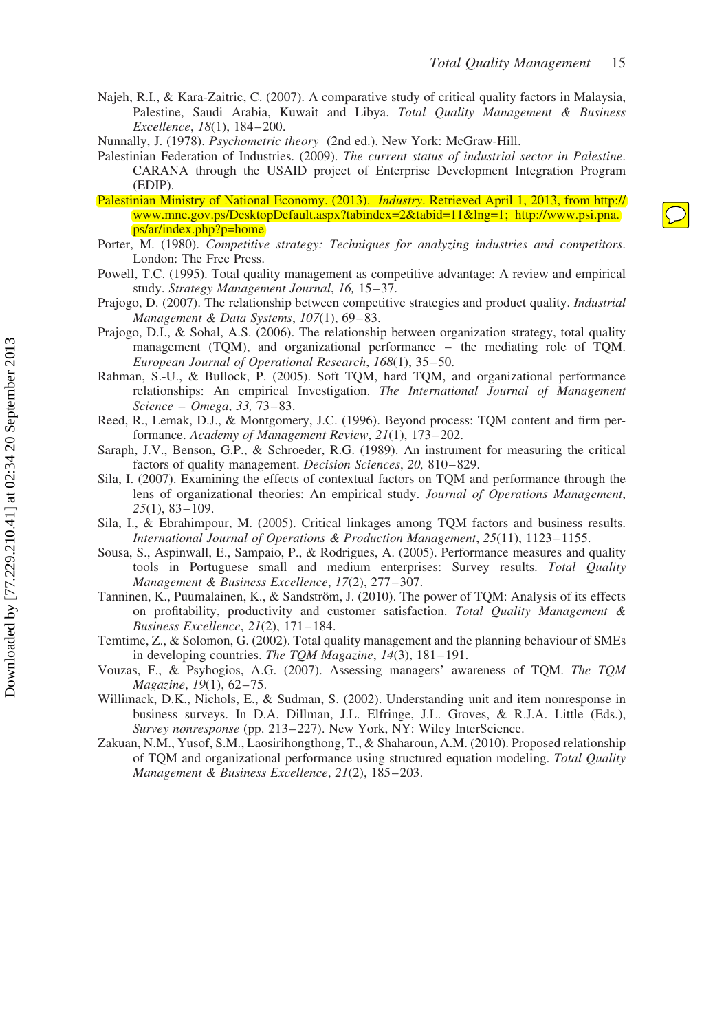Najeh, R.I., & Kara-Zaitric, C. (2007). A comparative study of critical quality factors in Malaysia, Palestine, Saudi Arabia, Kuwait and Libya. *Total Quality Management & Business Excellence*, *18*(1), 184–200.

Nunnally, J. (1978). *Psychometric theory* (2nd ed.). New York: McGraw-Hill.

Palestinian Federation of Industries. (2009). *The current status of industrial sector in Palestine*. CARANA through the USAID project of Enterprise Development Integration Program (EDIP).

Palestinian Ministry of National Economy. (2013). *Industry*. Retrieved April 1, 2013, from http://www.mne.gov.ps/DesktopDefault.aspx?tabindex=2&tabid=11&lng=1; http://www.psi.pna.ps/ar/index.php?p=home

Porter, M. (1980). *Competitive strategy: Techniques for analyzing industries and competitors*. London: The Free Press.

Powell, T.C. (1995). Total quality management as competitive advantage: A review and empirical study. *Strategy Management Journal*, *16,* 15–37.

Prajogo, D. (2007). The relationship between competitive strategies and product quality. *Industrial Management & Data Systems*, *107*(1), 69–83.

Prajogo, D.I., & Sohal, A.S. (2006). The relationship between organization strategy, total quality management (TQM), and organizational performance – the mediating role of TQM. *European Journal of Operational Research*, *168*(1), 35–50.

Rahman, S.-U., & Bullock, P. (2005). Soft TQM, hard TQM, and organizational performance relationships: An empirical Investigation. *The International Journal of Management Science – Omega*, *33,* 73–83.

Reed, R., Lemak, D.J., & Montgomery, J.C. (1996). Beyond process: TQM content and firm performance. *Academy of Management Review*, *21*(1), 173–202.

Saraph, J.V., Benson, G.P., & Schroeder, R.G. (1989). An instrument for measuring the critical factors of quality management. *Decision Sciences*, *20,* 810–829.

Sila, I. (2007). Examining the effects of contextual factors on TQM and performance through the lens of organizational theories: An empirical study. *Journal of Operations Management*, *25*(1), 83–109.

Sila, I., & Ebrahimpour, M. (2005). Critical linkages among TQM factors and business results. *International Journal of Operations & Production Management*, *25*(11), 1123–1155.

Sousa, S., Aspinwall, E., Sampaio, P., & Rodrigues, A. (2005). Performance measures and quality tools in Portuguese small and medium enterprises: Survey results. *Total Quality Management & Business Excellence*, *17*(2), 277–307.

Tanninen, K., Puumalainen, K., & Sandström, J. (2010). The power of TQM: Analysis of its effects on profitability, productivity and customer satisfaction. *Total Quality Management & Business Excellence*, *21*(2), 171–184.

Temtime, Z., & Solomon, G. (2002). Total quality management and the planning behaviour of SMEs in developing countries. *The TQM Magazine*, *14*(3), 181–191.

Vouzas, F., & Psyhogios, A.G. (2007). Assessing managers' awareness of TQM. *The TQM Magazine*, *19*(1), 62–75.

Willimack, D.K., Nichols, E., & Sudman, S. (2002). Understanding unit and item nonresponse in business surveys. In D.A. Dillman, J.L. Elfringe, J.L. Groves, & R.J.A. Little (Eds.), *Survey nonresponse* (pp. 213–227). New York, NY: Wiley InterScience.

Zakuan, N.M., Yusof, S.M., Laosirihongthong, T., & Shaharoun, A.M. (2010). Proposed relationship of TQM and organizational performance using structured equation modeling. *Total Quality Management & Business Excellence*, *21*(2), 185–203.